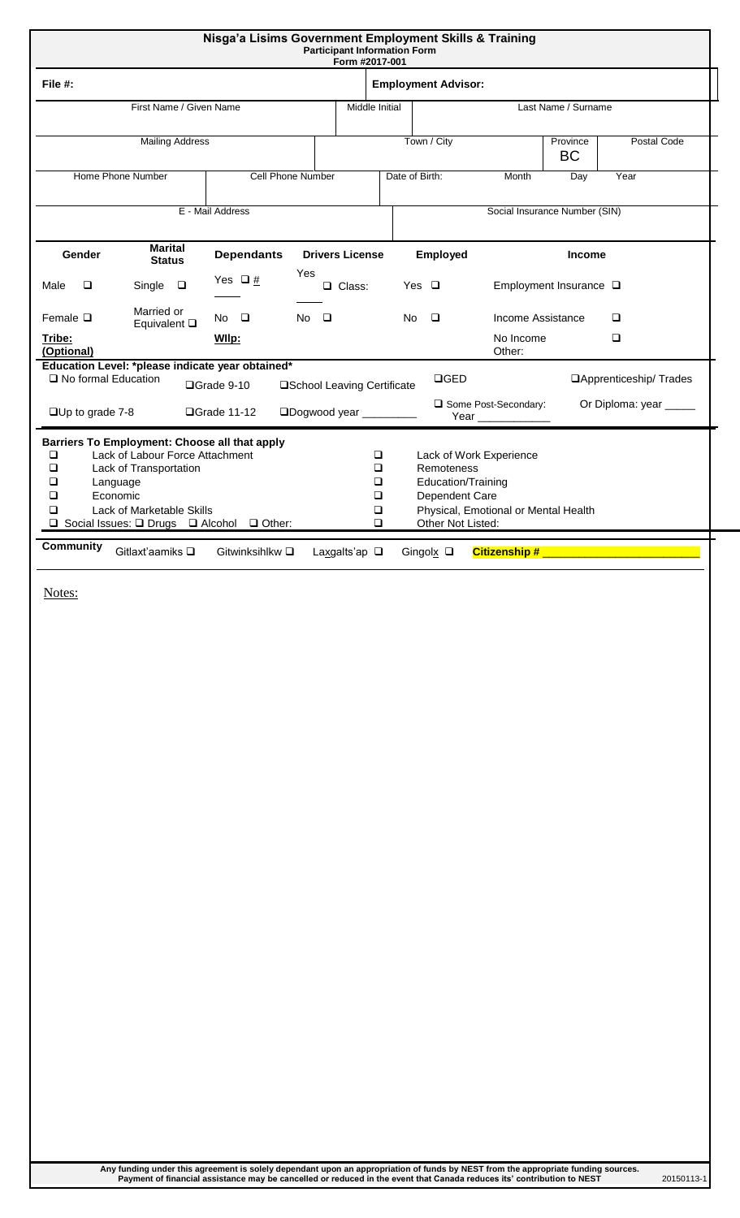# Nisga'a Lisims Government Employment Skills & Training

**Participant Information Form**

Form #2017-001

| File #: | | | Employment Advisor: | | | |
|---|---|---|---|---|---|---|
| First Name / Given Name | | Middle Initial | Last Name / Surname | | | |
| Mailing Address | | | Town / City | | Province BC | Postal Code |
| Home Phone Number | Cell Phone Number | | Date of Birth: | Month | Day | Year |
| E - Mail Address | | | Social Insurance Number (SIN) | | | |

| Gender | Marital Status | Dependants | Drivers License | Employed | Income | |
|---|---|---|---|---|---|---|
| Male ❑ | Single ❑ | Yes ❑ # ____ | Yes ____ ❑ Class: | Yes ❑ | Employment Insurance ❑ | |
| Female ❑ | Married or Equivalent ❑ | No ❑ | No ❑ | No ❑ | Income Assistance | ❑ |
| **Tribe: (Optional)** | | **Wilp:** | | | No Income | ❑ |
| | | | | | Other: | |

**Education Level: \*please indicate year obtained\***

| | | | | |
|---|---|---|---|---|
| ❑ No formal Education | ❑Grade 9-10 | ❑School Leaving Certificate | ❑GED | ❑Apprenticeship/ Trades |
| ❑Up to grade 7-8 | ❑Grade 11-12 | ❑Dogwood year ________ | ❑ Some Post-Secondary: Year ___________ | Or Diploma: year _____ |

**Barriers To Employment: Choose all that apply**

| | |
|---|---|
| ❑ Lack of Labour Force Attachment | ❑ Lack of Work Experience |
| ❑ Lack of Transportation | ❑ Remoteness |
| ❑ Language | ❑ Education/Training |
| ❑ Economic | ❑ Dependent Care |
| ❑ Lack of Marketable Skills | ❑ Physical, Emotional or Mental Health |
| ❑ Social Issues: ❑ Drugs ❑ Alcohol ❑ Other: | ❑ Other Not Listed: |

**Community** Gitlaxt'aamiks ❑ Gitwinksihlkw ❑ Laxgalts'ap ❑ Gingolx ❑ **Citizenship # ______________________**

Notes:

**Any funding under this agreement is solely dependant upon an appropriation of funds by NEST from the appropriate funding sources. Payment of financial assistance may be cancelled or reduced in the event that Canada reduces its' contribution to NEST**

20150113-1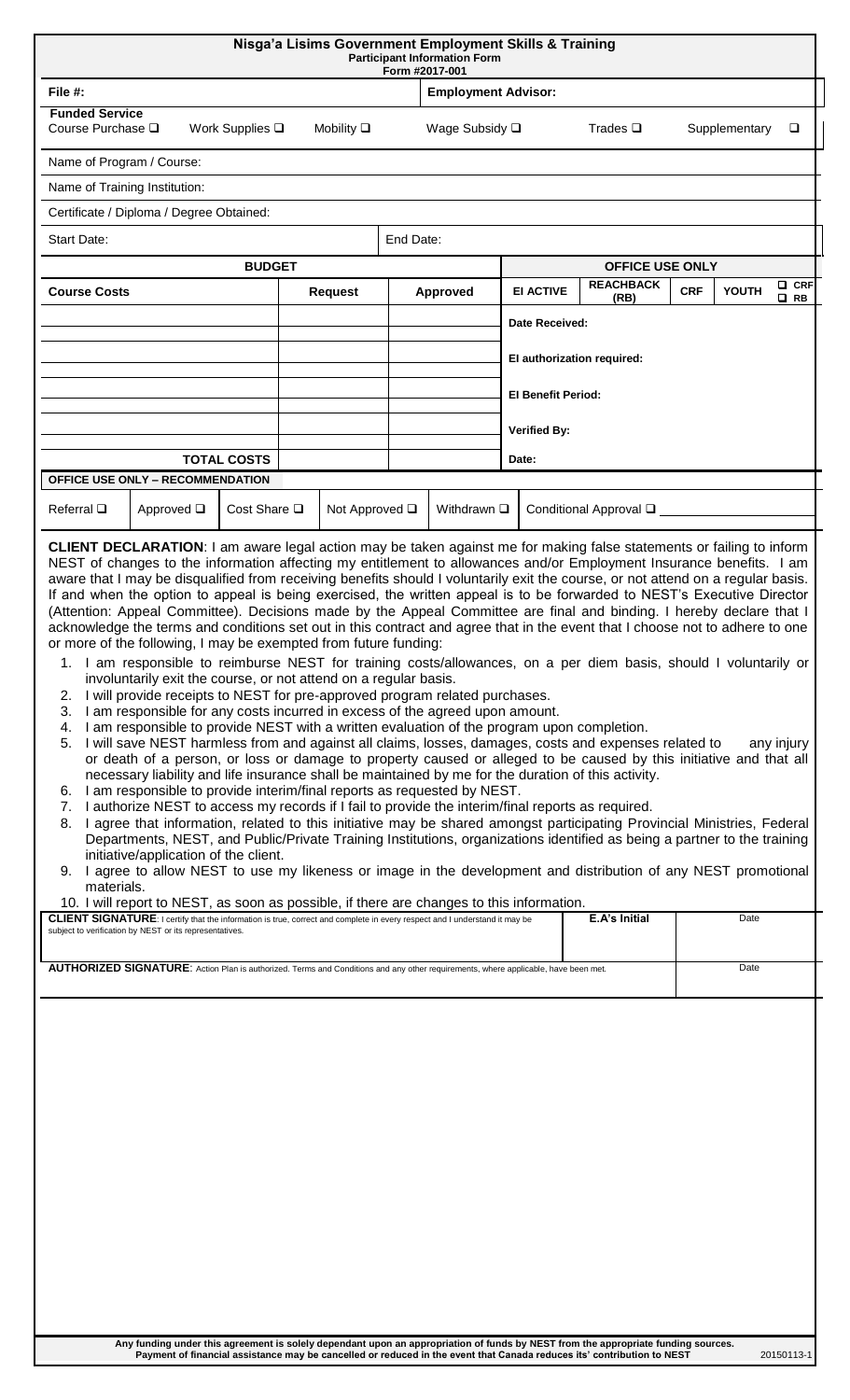# Nisga'a Lisims Government Employment Skills & Training

**Participant Information Form**

Form #2017-001

| File #: | | Employment Advisor: | |
|---|---|---|---|

**Funded Service**

Course Purchase ☐ Work Supplies ☐ Mobility ☐ Wage Subsidy ☐ Trades ☐ Supplementary ☐

Name of Program / Course:

Name of Training Institution:

Certificate / Diploma / Degree Obtained:

| Start Date: | End Date: |
|---|---|

| BUDGET | | | OFFICE USE ONLY | | | | |
|---|---|---|---|---|---|---|---|
| **Course Costs** | **Request** | **Approved** | **EI ACTIVE** | **REACHBACK (RB)** | **CRF** | **YOUTH** | ☐ CRF ☐ RB |
| | | | Date Received: | | | | |
| | | | EI authorization required: | | | | |
| | | | EI Benefit Period: | | | | |
| | | | Verified By: | | | | |
| **TOTAL COSTS** | | | Date: | | | | |

**OFFICE USE ONLY – RECOMMENDATION**

Referral ☐ Approved ☐ Cost Share ☐ Not Approved ☐ Withdrawn ☐ Conditional Approval ☐ ________

**CLIENT DECLARATION**: I am aware legal action may be taken against me for making false statements or failing to inform NEST of changes to the information affecting my entitlement to allowances and/or Employment Insurance benefits. I am aware that I may be disqualified from receiving benefits should I voluntarily exit the course, or not attend on a regular basis. If and when the option to appeal is being exercised, the written appeal is to be forwarded to NEST's Executive Director (Attention: Appeal Committee). Decisions made by the Appeal Committee are final and binding. I hereby declare that I acknowledge the terms and conditions set out in this contract and agree that in the event that I choose not to adhere to one or more of the following, I may be exempted from future funding:

1. I am responsible to reimburse NEST for training costs/allowances, on a per diem basis, should I voluntarily or involuntarily exit the course, or not attend on a regular basis.
2. I will provide receipts to NEST for pre-approved program related purchases.
3. I am responsible for any costs incurred in excess of the agreed upon amount.
4. I am responsible to provide NEST with a written evaluation of the program upon completion.
5. I will save NEST harmless from and against all claims, losses, damages, costs and expenses related to any injury or death of a person, or loss or damage to property caused or alleged to be caused by this initiative and that all necessary liability and life insurance shall be maintained by me for the duration of this activity.
6. I am responsible to provide interim/final reports as requested by NEST.
7. I authorize NEST to access my records if I fail to provide the interim/final reports as required.
8. I agree that information, related to this initiative may be shared amongst participating Provincial Ministries, Federal Departments, NEST, and Public/Private Training Institutions, organizations identified as being a partner to the training initiative/application of the client.
9. I agree to allow NEST to use my likeness or image in the development and distribution of any NEST promotional materials.
10. I will report to NEST, as soon as possible, if there are changes to this information.

| **CLIENT SIGNATURE**: I certify that the information is true, correct and complete in every respect and I understand it may be subject to verification by NEST or its representatives. | **E.A's Initial** | Date |
|---|---|---|
| **AUTHORIZED SIGNATURE**: Action Plan is authorized. Terms and Conditions and any other requirements, where applicable, have been met. | | Date |

**Any funding under this agreement is solely dependant upon an appropriation of funds by NEST from the appropriate funding sources. Payment of financial assistance may be cancelled or reduced in the event that Canada reduces its' contribution to NEST**

20150113-1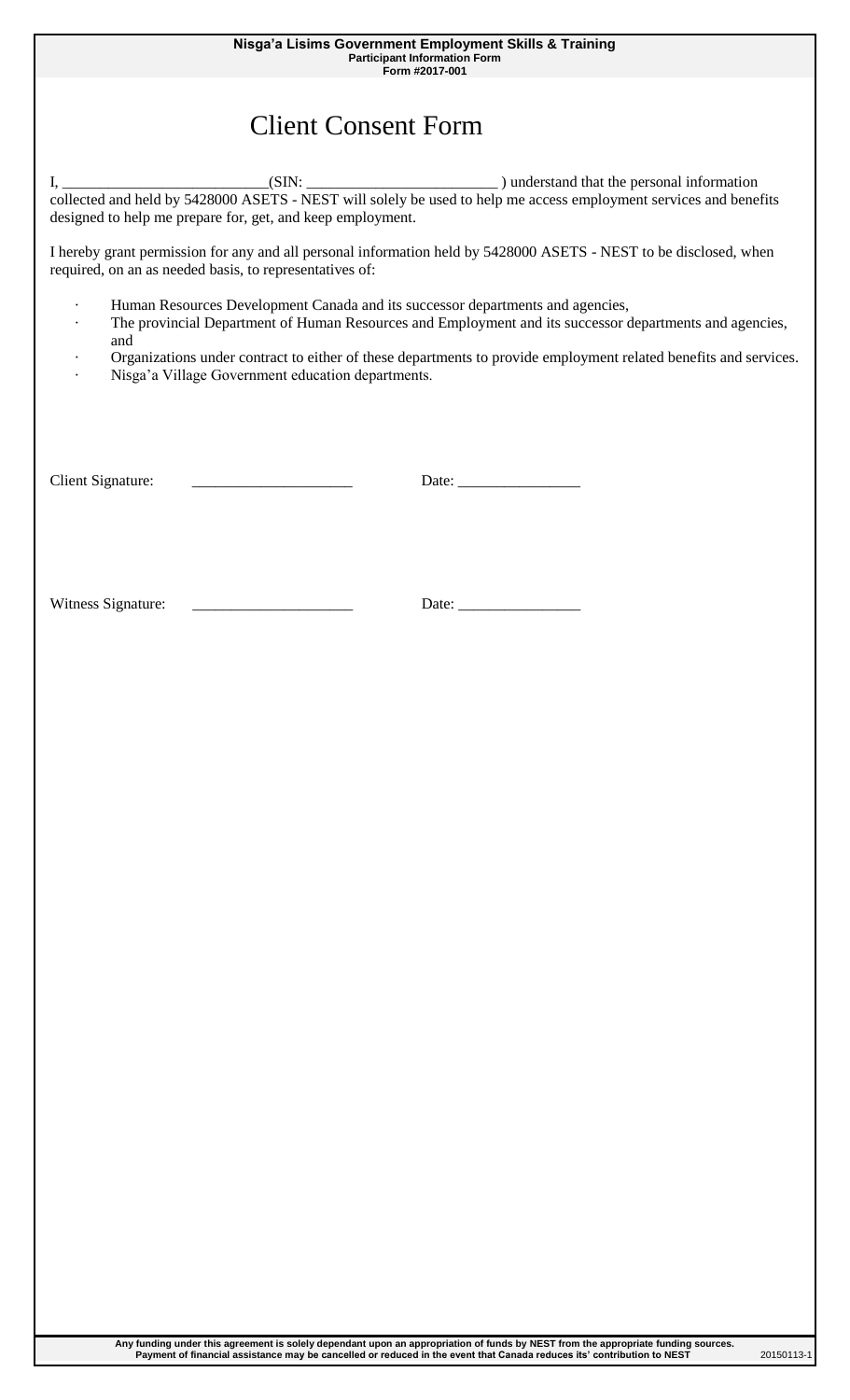**Nisga'a Lisims Government Employment Skills & Training**
**Participant Information Form**
**Form #2017-001**

# Client Consent Form

I, __________________________(SIN: ________________________ ) understand that the personal information collected and held by 5428000 ASETS - NEST will solely be used to help me access employment services and benefits designed to help me prepare for, get, and keep employment.

I hereby grant permission for any and all personal information held by 5428000 ASETS - NEST to be disclosed, when required, on an as needed basis, to representatives of:

- Human Resources Development Canada and its successor departments and agencies,
- The provincial Department of Human Resources and Employment and its successor departments and agencies, and
- Organizations under contract to either of these departments to provide employment related benefits and services.
- Nisga'a Village Government education departments.

Client Signature: ____________________ Date: ________________

Witness Signature: ____________________ Date: ________________

**Any funding under this agreement is solely dependant upon an appropriation of funds by NEST from the appropriate funding sources. Payment of financial assistance may be cancelled or reduced in the event that Canada reduces its' contribution to NEST**

20150113-1